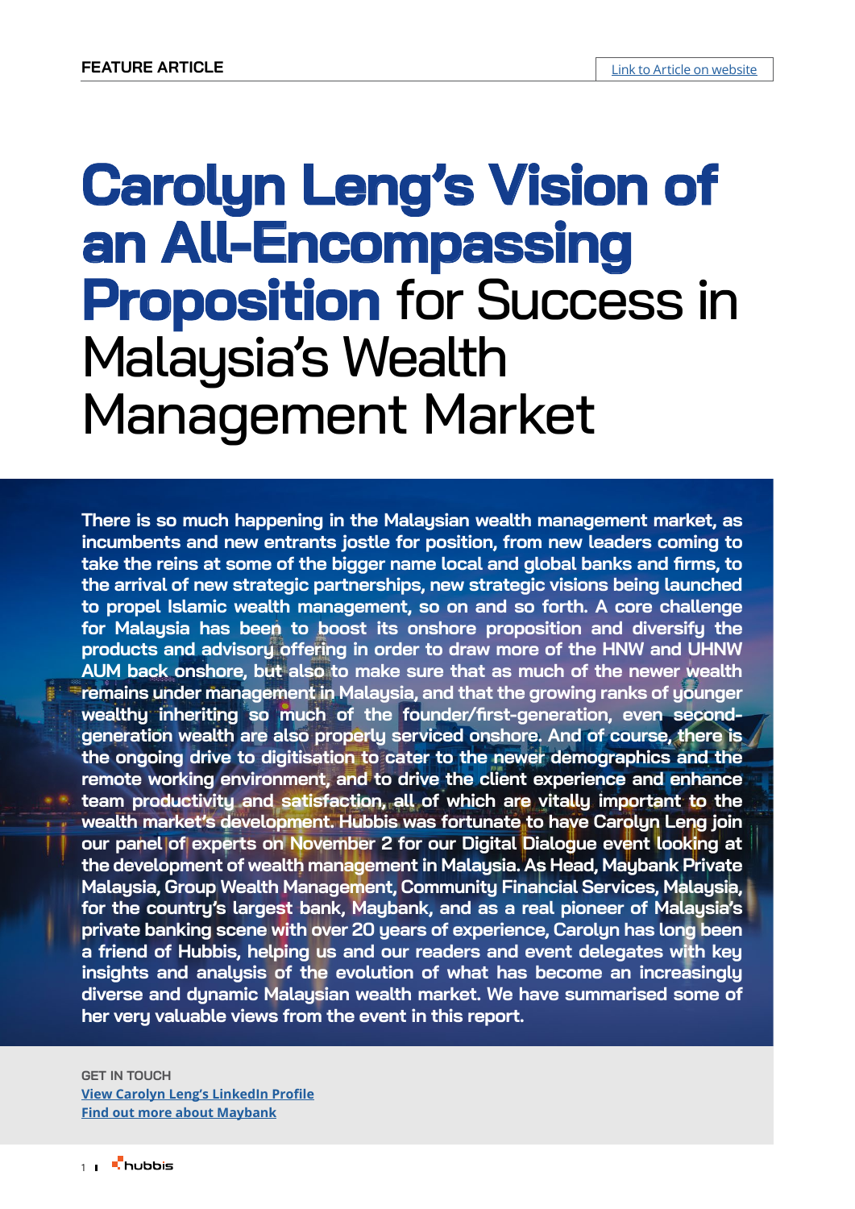FEATURE ARTICLE

Link to Article on website

# Carolyn Leng's Vision of an All-Encompassing Proposition for Success in Malaysia's Wealth Management Market

**There is so much happening in the Malaysian wealth management market, as incumbents and new entrants jostle for position, from new leaders coming to take the reins at some of the bigger name local and global banks and firms, to the arrival of new strategic partnerships, new strategic visions being launched to propel Islamic wealth management, so on and so forth. A core challenge for Malaysia has been to boost its onshore proposition and diversify the products and advisory offering in order to draw more of the HNW and UHNW AUM back onshore, but also to make sure that as much of the newer wealth remains under management in Malaysia, and that the growing ranks of younger wealthy inheriting so much of the founder/first-generation, even second-generation wealth are also properly serviced onshore. And of course, there is the ongoing drive to digitisation to cater to the newer demographics and the remote working environment, and to drive the client experience and enhance team productivity and satisfaction, all of which are vitally important to the wealth market's development. Hubbis was fortunate to have Carolyn Leng join our panel of experts on November 2 for our Digital Dialogue event looking at the development of wealth management in Malaysia. As Head, Maybank Private Malaysia, Group Wealth Management, Community Financial Services, Malaysia, for the country's largest bank, Maybank, and as a real pioneer of Malaysia's private banking scene with over 20 years of experience, Carolyn has long been a friend of Hubbis, helping us and our readers and event delegates with key insights and analysis of the evolution of what has become an increasingly diverse and dynamic Malaysian wealth market. We have summarised some of her very valuable views from the event in this report.**

GET IN TOUCH
View Carolyn Leng's LinkedIn Profile
Find out more about Maybank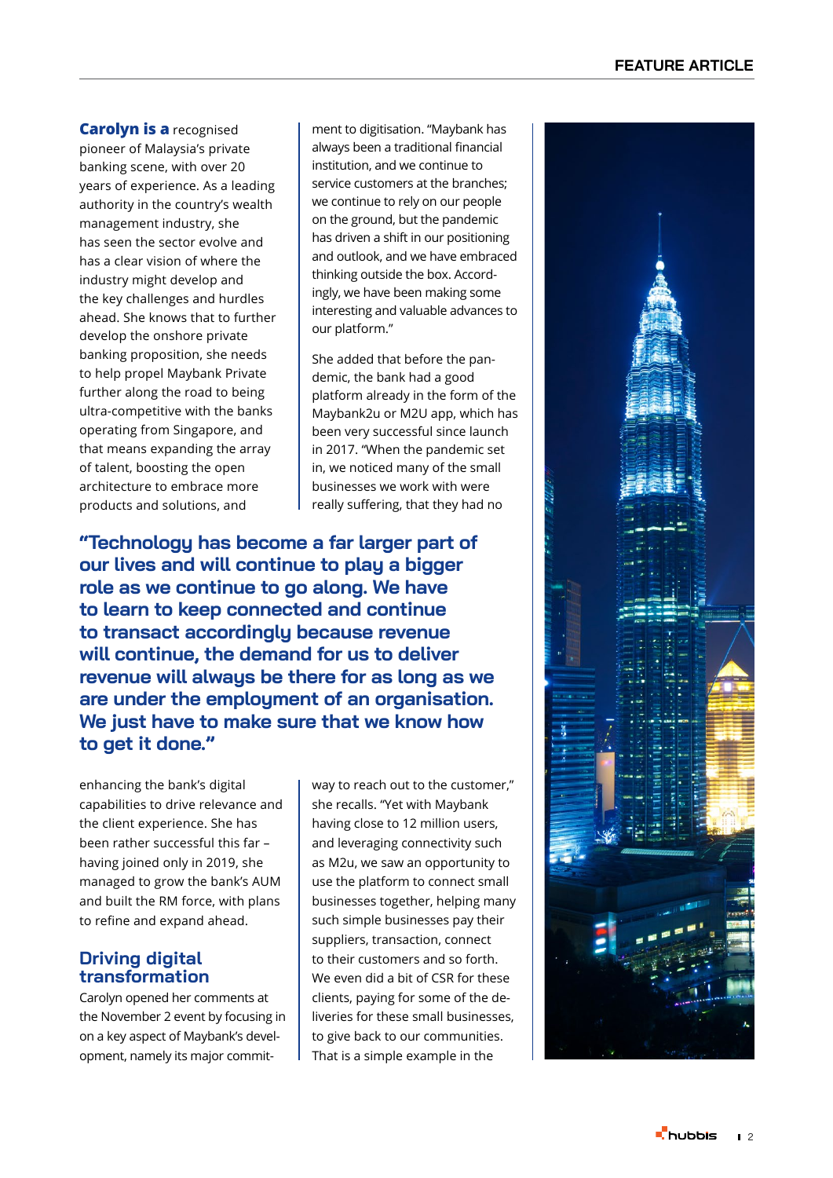**Carolyn is a** recognised pioneer of Malaysia's private banking scene, with over 20 years of experience. As a leading authority in the country's wealth management industry, she has seen the sector evolve and has a clear vision of where the industry might develop and the key challenges and hurdles ahead. She knows that to further develop the onshore private banking proposition, she needs to help propel Maybank Private further along the road to being ultra-competitive with the banks operating from Singapore, and that means expanding the array of talent, boosting the open architecture to embrace more products and solutions, and enhancing the bank's digital capabilities to drive relevance and the client experience. She has been rather successful this far – having joined only in 2019, she managed to grow the bank's AUM and built the RM force, with plans to refine and expand ahead.

> **"Technology has become a far larger part of our lives and will continue to play a bigger role as we continue to go along. We have to learn to keep connected and continue to transact accordingly because revenue will continue, the demand for us to deliver revenue will always be there for as long as we are under the employment of an organisation. We just have to make sure that we know how to get it done."**

## Driving digital transformation

Carolyn opened her comments at the November 2 event by focusing in on a key aspect of Maybank's development, namely its major commitment to digitisation. "Maybank has always been a traditional financial institution, and we continue to service customers at the branches; we continue to rely on our people on the ground, but the pandemic has driven a shift in our positioning and outlook, and we have embraced thinking outside the box. Accordingly, we have been making some interesting and valuable advances to our platform."

She added that before the pandemic, the bank had a good platform already in the form of the Maybank2u or M2U app, which has been very successful since launch in 2017. "When the pandemic set in, we noticed many of the small businesses we work with were really suffering, that they had no way to reach out to the customer," she recalls. "Yet with Maybank having close to 12 million users, and leveraging connectivity such as M2u, we saw an opportunity to use the platform to connect small businesses together, helping many such simple businesses pay their suppliers, transaction, connect to their customers and so forth. We even did a bit of CSR for these clients, paying for some of the deliveries for these small businesses, to give back to our communities. That is a simple example in the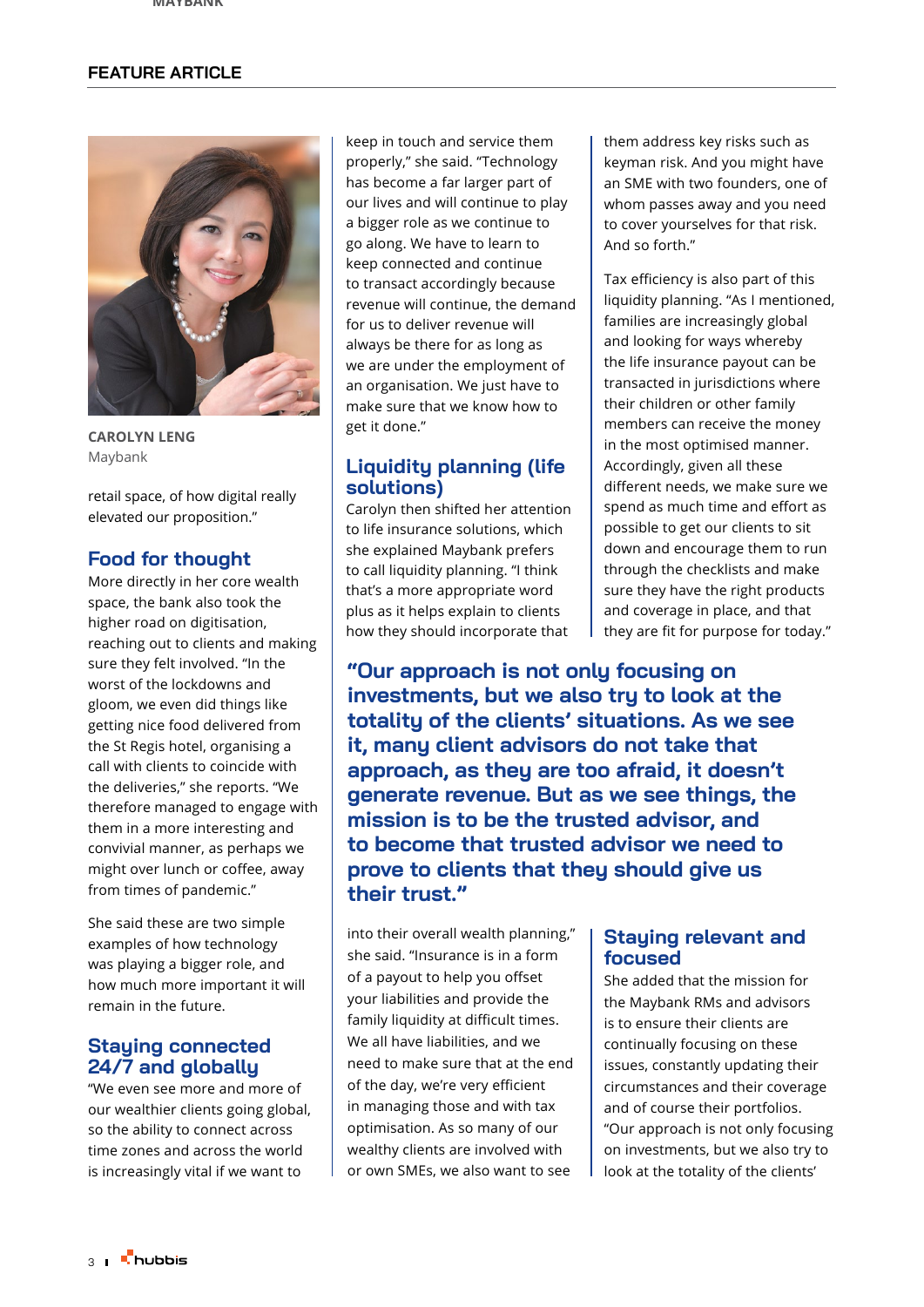## FEATURE ARTICLE

**CAROLYN LENG**
Maybank

retail space, of how digital really elevated our proposition."

### Food for thought

More directly in her core wealth space, the bank also took the higher road on digitisation, reaching out to clients and making sure they felt involved. "In the worst of the lockdowns and gloom, we even did things like getting nice food delivered from the St Regis hotel, organising a call with clients to coincide with the deliveries," she reports. "We therefore managed to engage with them in a more interesting and convivial manner, as perhaps we might over lunch or coffee, away from times of pandemic."

She said these are two simple examples of how technology was playing a bigger role, and how much more important it will remain in the future.

### Staying connected 24/7 and globally

"We even see more and more of our wealthier clients going global, so the ability to connect across time zones and across the world is increasingly vital if we want to keep in touch and service them properly," she said. "Technology has become a far larger part of our lives and will continue to play a bigger role as we continue to go along. We have to learn to keep connected and continue to transact accordingly because revenue will continue, the demand for us to deliver revenue will always be there for as long as we are under the employment of an organisation. We just have to make sure that we know how to get it done."

### Liquidity planning (life solutions)

Carolyn then shifted her attention to life insurance solutions, which she explained Maybank prefers to call liquidity planning. "I think that's a more appropriate word plus as it helps explain to clients how they should incorporate that into their overall wealth planning," she said. "Insurance is in a form of a payout to help you offset your liabilities and provide the family liquidity at difficult times. We all have liabilities, and we need to make sure that at the end of the day, we're very efficient in managing those and with tax optimisation. As so many of our wealthy clients are involved with or own SMEs, we also want to see them address key risks such as keyman risk. And you might have an SME with two founders, one of whom passes away and you need to cover yourselves for that risk. And so forth."

Tax efficiency is also part of this liquidity planning. "As I mentioned, families are increasingly global and looking for ways whereby the life insurance payout can be transacted in jurisdictions where their children or other family members can receive the money in the most optimised manner. Accordingly, given all these different needs, we make sure we spend as much time and effort as possible to get our clients to sit down and encourage them to run through the checklists and make sure they have the right products and coverage in place, and that they are fit for purpose for today."

> **"Our approach is not only focusing on investments, but we also try to look at the totality of the clients' situations. As we see it, many client advisors do not take that approach, as they are too afraid, it doesn't generate revenue. But as we see things, the mission is to be the trusted advisor, and to become that trusted advisor we need to prove to clients that they should give us their trust."**

### Staying relevant and focused

She added that the mission for the Maybank RMs and advisors is to ensure their clients are continually focusing on these issues, constantly updating their circumstances and their coverage and of course their portfolios. "Our approach is not only focusing on investments, but we also try to look at the totality of the clients'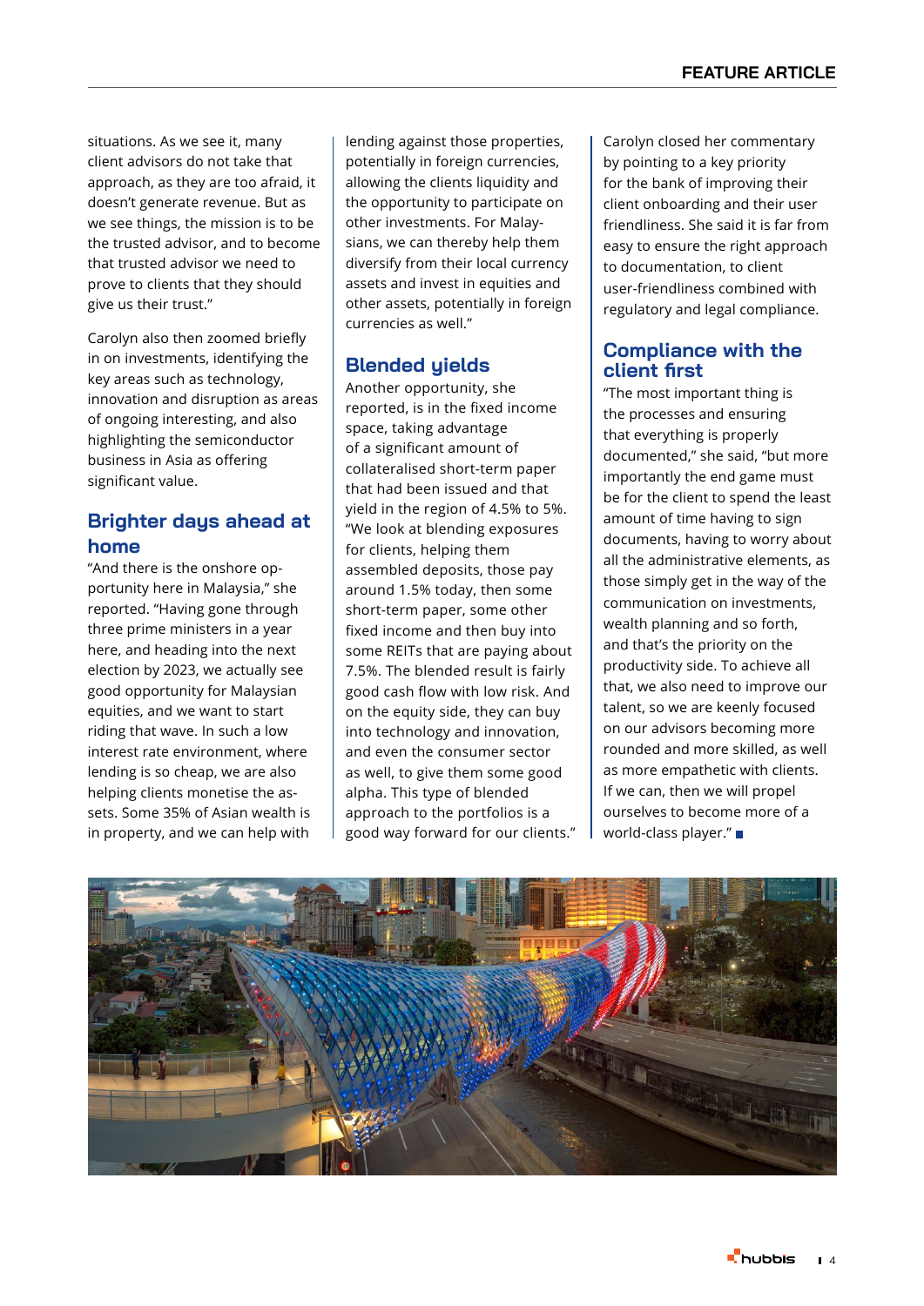situations. As we see it, many client advisors do not take that approach, as they are too afraid, it doesn't generate revenue. But as we see things, the mission is to be the trusted advisor, and to become that trusted advisor we need to prove to clients that they should give us their trust."

Carolyn also then zoomed briefly in on investments, identifying the key areas such as technology, innovation and disruption as areas of ongoing interesting, and also highlighting the semiconductor business in Asia as offering significant value.

## Brighter days ahead at home

"And there is the onshore opportunity here in Malaysia," she reported. "Having gone through three prime ministers in a year here, and heading into the next election by 2023, we actually see good opportunity for Malaysian equities, and we want to start riding that wave. In such a low interest rate environment, where lending is so cheap, we are also helping clients monetise the assets. Some 35% of Asian wealth is in property, and we can help with lending against those properties, potentially in foreign currencies, allowing the clients liquidity and the opportunity to participate on other investments. For Malaysians, we can thereby help them diversify from their local currency assets and invest in equities and other assets, potentially in foreign currencies as well."

## Blended yields

Another opportunity, she reported, is in the fixed income space, taking advantage of a significant amount of collateralised short-term paper that had been issued and that yield in the region of 4.5% to 5%. "We look at blending exposures for clients, helping them assembled deposits, those pay around 1.5% today, then some short-term paper, some other fixed income and then buy into some REITs that are paying about 7.5%. The blended result is fairly good cash flow with low risk. And on the equity side, they can buy into technology and innovation, and even the consumer sector as well, to give them some good alpha. This type of blended approach to the portfolios is a good way forward for our clients."

Carolyn closed her commentary by pointing to a key priority for the bank of improving their client onboarding and their user friendliness. She said it is far from easy to ensure the right approach to documentation, to client user-friendliness combined with regulatory and legal compliance.

## Compliance with the client first

"The most important thing is the processes and ensuring that everything is properly documented," she said, "but more importantly the end game must be for the client to spend the least amount of time having to sign documents, having to worry about all the administrative elements, as those simply get in the way of the communication on investments, wealth planning and so forth, and that's the priority on the productivity side. To achieve all that, we also need to improve our talent, so we are keenly focused on our advisors becoming more rounded and more skilled, as well as more empathetic with clients. If we can, then we will propel ourselves to become more of a world-class player."